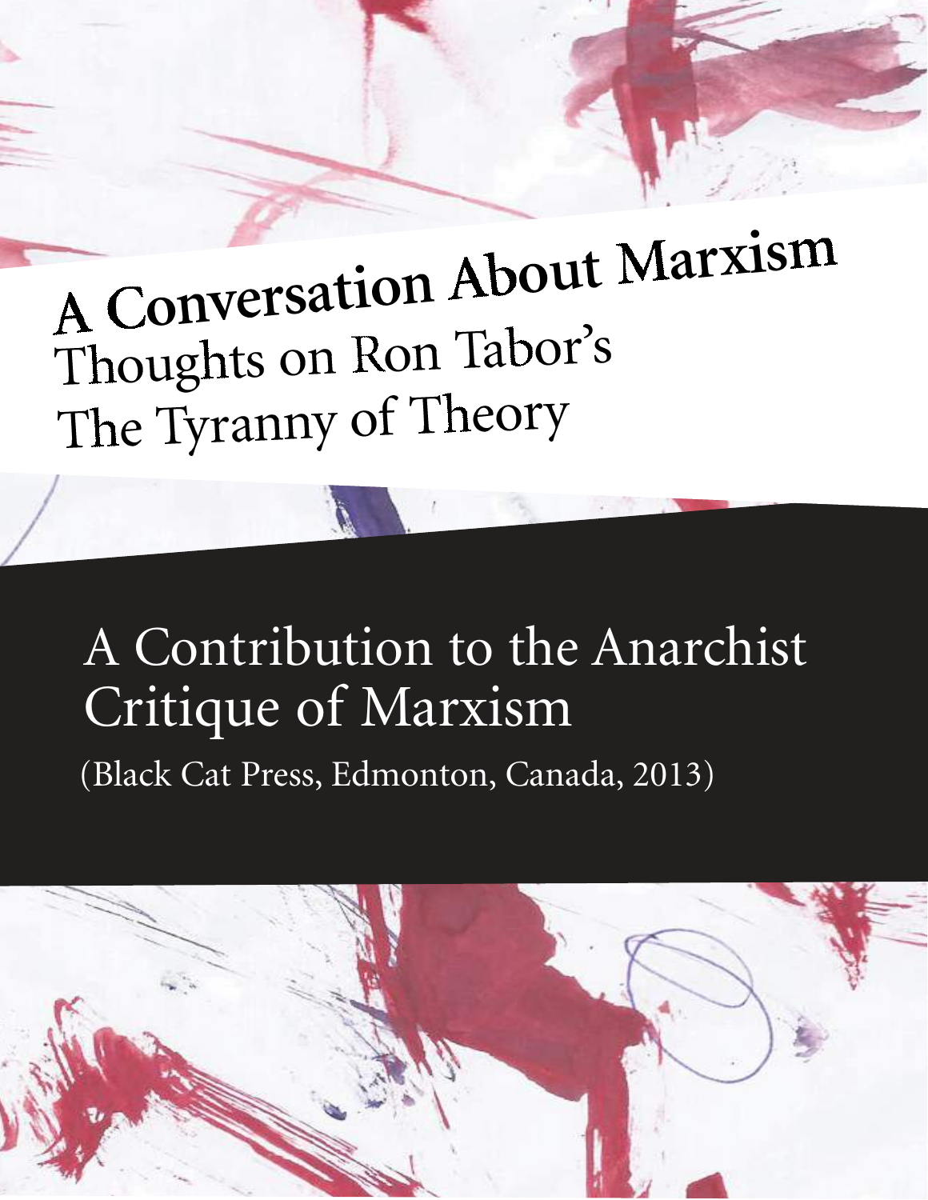# A Conversation About Marxism

## Thoughts on Ron Tabor's *The Tyranny of Theory*

## A Contribution to the Anarchist Critique of Marxism

(Black Cat Press, Edmonton, Canada, 2013)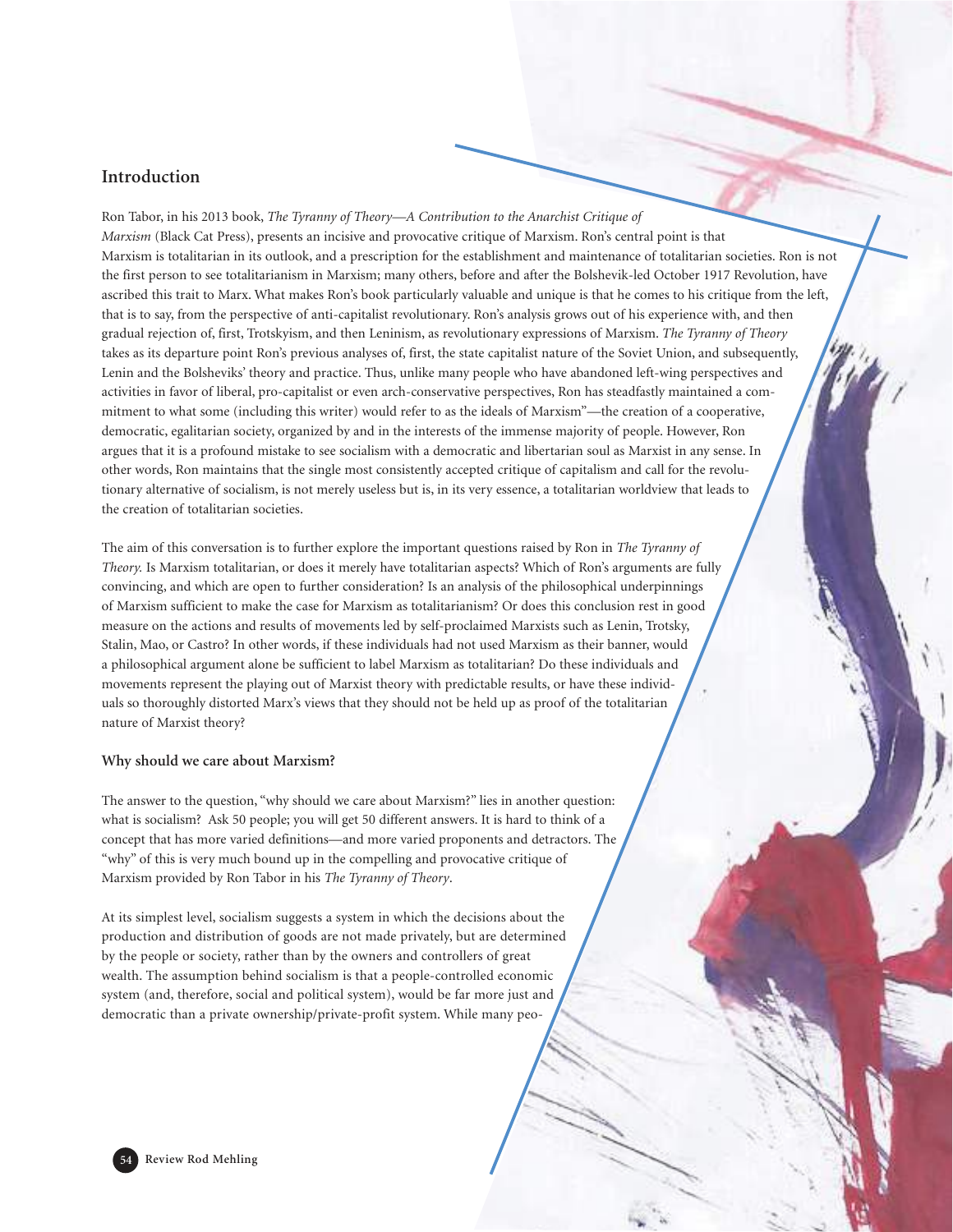## Introduction

Ron Tabor, in his 2013 book, *The Tyranny of Theory—A Contribution to the Anarchist Critique of Marxism* (Black Cat Press), presents an incisive and provocative critique of Marxism. Ron's central point is that Marxism is totalitarian in its outlook, and a prescription for the establishment and maintenance of totalitarian societies. Ron is not the first person to see totalitarianism in Marxism; many others, before and after the Bolshevik-led October 1917 Revolution, have ascribed this trait to Marx. What makes Ron's book particularly valuable and unique is that he comes to his critique from the left, that is to say, from the perspective of anti-capitalist revolutionary. Ron's analysis grows out of his experience with, and then gradual rejection of, first, Trotskyism, and then Leninism, as revolutionary expressions of Marxism. *The Tyranny of Theory* takes as its departure point Ron's previous analyses of, first, the state capitalist nature of the Soviet Union, and subsequently, Lenin and the Bolsheviks' theory and practice. Thus, unlike many people who have abandoned left-wing perspectives and activities in favor of liberal, pro-capitalist or even arch-conservative perspectives, Ron has steadfastly maintained a commitment to what some (including this writer) would refer to as the ideals of Marxism"—the creation of a cooperative, democratic, egalitarian society, organized by and in the interests of the immense majority of people. However, Ron argues that it is a profound mistake to see socialism with a democratic and libertarian soul as Marxist in any sense. In other words, Ron maintains that the single most consistently accepted critique of capitalism and call for the revolutionary alternative of socialism, is not merely useless but is, in its very essence, a totalitarian worldview that leads to the creation of totalitarian societies.

The aim of this conversation is to further explore the important questions raised by Ron in *The Tyranny of Theory.* Is Marxism totalitarian, or does it merely have totalitarian aspects? Which of Ron's arguments are fully convincing, and which are open to further consideration? Is an analysis of the philosophical underpinnings of Marxism sufficient to make the case for Marxism as totalitarianism? Or does this conclusion rest in good measure on the actions and results of movements led by self-proclaimed Marxists such as Lenin, Trotsky, Stalin, Mao, or Castro? In other words, if these individuals had not used Marxism as their banner, would a philosophical argument alone be sufficient to label Marxism as totalitarian? Do these individuals and movements represent the playing out of Marxist theory with predictable results, or have these individuals so thoroughly distorted Marx's views that they should not be held up as proof of the totalitarian nature of Marxist theory?

### Why should we care about Marxism?

The answer to the question, "why should we care about Marxism?" lies in another question: what is socialism? Ask 50 people; you will get 50 different answers. It is hard to think of a concept that has more varied definitions—and more varied proponents and detractors. The "why" of this is very much bound up in the compelling and provocative critique of Marxism provided by Ron Tabor in his *The Tyranny of Theory*.

At its simplest level, socialism suggests a system in which the decisions about the production and distribution of goods are not made privately, but are determined by the people or society, rather than by the owners and controllers of great wealth. The assumption behind socialism is that a people-controlled economic system (and, therefore, social and political system), would be far more just and democratic than a private ownership/private-profit system. While many peo-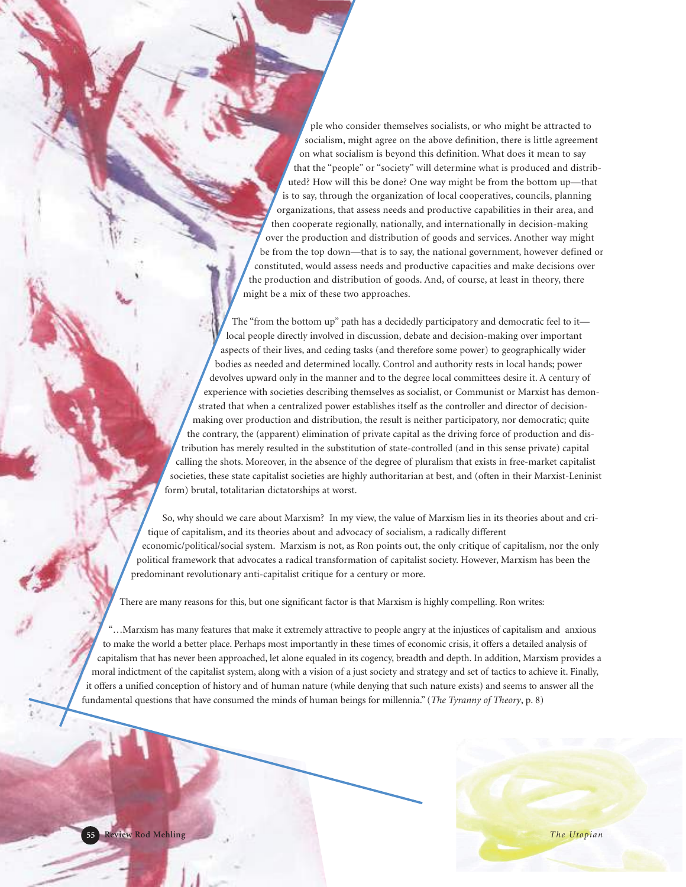ple who consider themselves socialists, or who might be attracted to socialism, might agree on the above definition, there is little agreement on what socialism is beyond this definition. What does it mean to say that the "people" or "society" will determine what is produced and distributed? How will this be done? One way might be from the bottom up—that is to say, through the organization of local cooperatives, councils, planning organizations, that assess needs and productive capabilities in their area, and then cooperate regionally, nationally, and internationally in decision-making over the production and distribution of goods and services. Another way might be from the top down—that is to say, the national government, however defined or constituted, would assess needs and productive capacities and make decisions over the production and distribution of goods. And, of course, at least in theory, there might be a mix of these two approaches.

The "from the bottom up" path has a decidedly participatory and democratic feel to it—local people directly involved in discussion, debate and decision-making over important aspects of their lives, and ceding tasks (and therefore some power) to geographically wider bodies as needed and determined locally. Control and authority rests in local hands; power devolves upward only in the manner and to the degree local committees desire it. A century of experience with societies describing themselves as socialist, or Communist or Marxist has demonstrated that when a centralized power establishes itself as the controller and director of decision-making over production and distribution, the result is neither participatory, nor democratic; quite the contrary, the (apparent) elimination of private capital as the driving force of production and distribution has merely resulted in the substitution of state-controlled (and in this sense private) capital calling the shots. Moreover, in the absence of the degree of pluralism that exists in free-market capitalist societies, these state capitalist societies are highly authoritarian at best, and (often in their Marxist-Leninist form) brutal, totalitarian dictatorships at worst.

So, why should we care about Marxism? In my view, the value of Marxism lies in its theories about and critique of capitalism, and its theories about and advocacy of socialism, a radically different economic/political/social system. Marxism is not, as Ron points out, the only critique of capitalism, nor the only political framework that advocates a radical transformation of capitalist society. However, Marxism has been the predominant revolutionary anti-capitalist critique for a century or more.

There are many reasons for this, but one significant factor is that Marxism is highly compelling. Ron writes:

"…Marxism has many features that make it extremely attractive to people angry at the injustices of capitalism and anxious to make the world a better place. Perhaps most importantly in these times of economic crisis, it offers a detailed analysis of capitalism that has never been approached, let alone equaled in its cogency, breadth and depth. In addition, Marxism provides a moral indictment of the capitalist system, along with a vision of a just society and strategy and set of tactics to achieve it. Finally, it offers a unified conception of history and of human nature (while denying that such nature exists) and seems to answer all the fundamental questions that have consumed the minds of human beings for millennia." (*The Tyranny of Theory*, p. 8)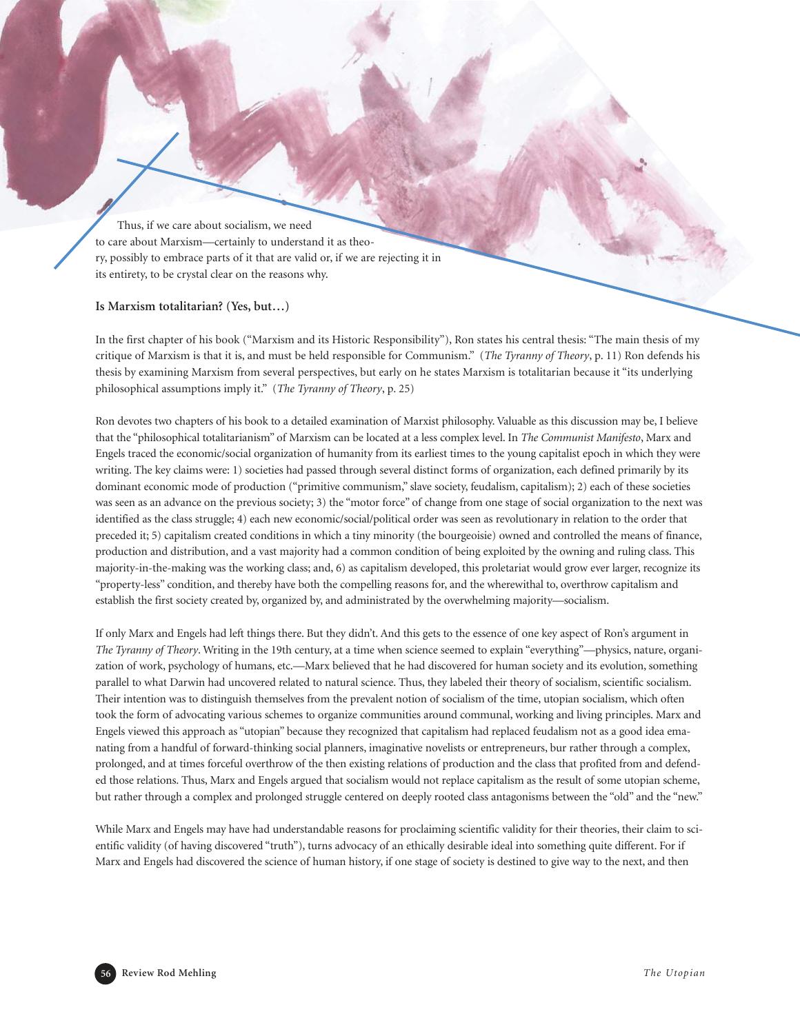Thus, if we care about socialism, we need to care about Marxism—certainly to understand it as theory, possibly to embrace parts of it that are valid or, if we are rejecting it in its entirety, to be crystal clear on the reasons why.

**Is Marxism totalitarian? (Yes, but…)**

In the first chapter of his book ("Marxism and its Historic Responsibility"), Ron states his central thesis: "The main thesis of my critique of Marxism is that it is, and must be held responsible for Communism." (*The Tyranny of Theory*, p. 11) Ron defends his thesis by examining Marxism from several perspectives, but early on he states Marxism is totalitarian because it "its underlying philosophical assumptions imply it." (*The Tyranny of Theory*, p. 25)

Ron devotes two chapters of his book to a detailed examination of Marxist philosophy. Valuable as this discussion may be, I believe that the "philosophical totalitarianism" of Marxism can be located at a less complex level. In *The Communist Manifesto*, Marx and Engels traced the economic/social organization of humanity from its earliest times to the young capitalist epoch in which they were writing. The key claims were: 1) societies had passed through several distinct forms of organization, each defined primarily by its dominant economic mode of production ("primitive communism," slave society, feudalism, capitalism); 2) each of these societies was seen as an advance on the previous society; 3) the "motor force" of change from one stage of social organization to the next was identified as the class struggle; 4) each new economic/social/political order was seen as revolutionary in relation to the order that preceded it; 5) capitalism created conditions in which a tiny minority (the bourgeoisie) owned and controlled the means of finance, production and distribution, and a vast majority had a common condition of being exploited by the owning and ruling class. This majority-in-the-making was the working class; and, 6) as capitalism developed, this proletariat would grow ever larger, recognize its "property-less" condition, and thereby have both the compelling reasons for, and the wherewithal to, overthrow capitalism and establish the first society created by, organized by, and administrated by the overwhelming majority—socialism.

If only Marx and Engels had left things there. But they didn't. And this gets to the essence of one key aspect of Ron's argument in *The Tyranny of Theory*. Writing in the 19th century, at a time when science seemed to explain "everything"—physics, nature, organization of work, psychology of humans, etc.—Marx believed that he had discovered for human society and its evolution, something parallel to what Darwin had uncovered related to natural science. Thus, they labeled their theory of socialism, scientific socialism. Their intention was to distinguish themselves from the prevalent notion of socialism of the time, utopian socialism, which often took the form of advocating various schemes to organize communities around communal, working and living principles. Marx and Engels viewed this approach as "utopian" because they recognized that capitalism had replaced feudalism not as a good idea emanating from a handful of forward-thinking social planners, imaginative novelists or entrepreneurs, bur rather through a complex, prolonged, and at times forceful overthrow of the then existing relations of production and the class that profited from and defended those relations. Thus, Marx and Engels argued that socialism would not replace capitalism as the result of some utopian scheme, but rather through a complex and prolonged struggle centered on deeply rooted class antagonisms between the "old" and the "new."

While Marx and Engels may have had understandable reasons for proclaiming scientific validity for their theories, their claim to scientific validity (of having discovered "truth"), turns advocacy of an ethically desirable ideal into something quite different. For if Marx and Engels had discovered the science of human history, if one stage of society is destined to give way to the next, and then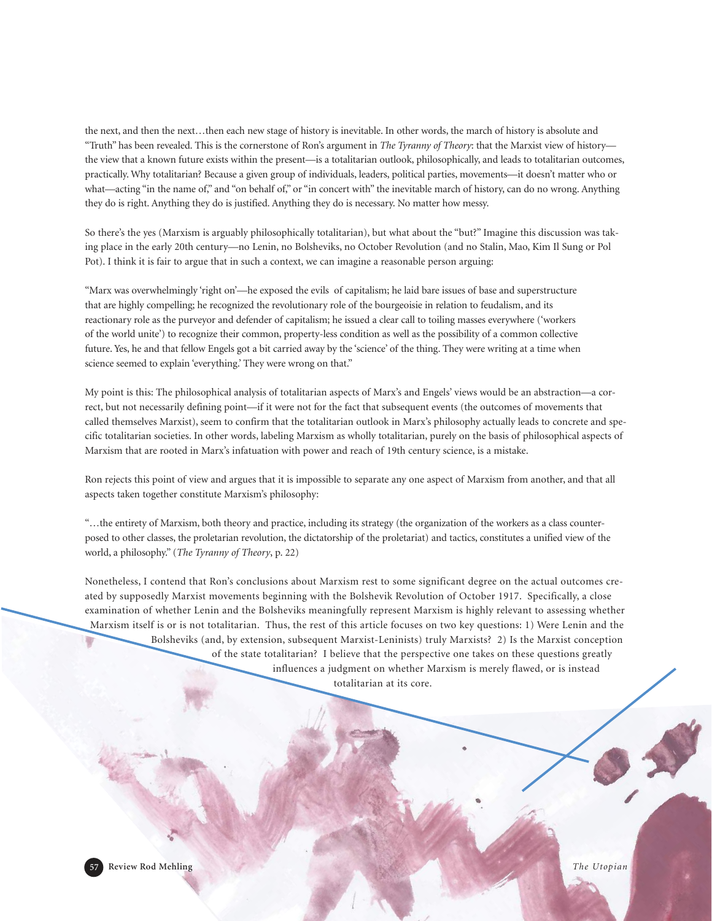the next, and then the next…then each new stage of history is inevitable. In other words, the march of history is absolute and "Truth" has been revealed. This is the cornerstone of Ron's argument in *The Tyranny of Theory*: that the Marxist view of history—the view that a known future exists within the present—is a totalitarian outlook, philosophically, and leads to totalitarian outcomes, practically. Why totalitarian? Because a given group of individuals, leaders, political parties, movements—it doesn't matter who or what—acting "in the name of," and "on behalf of," or "in concert with" the inevitable march of history, can do no wrong. Anything they do is right. Anything they do is justified. Anything they do is necessary. No matter how messy.

So there's the yes (Marxism is arguably philosophically totalitarian), but what about the "but?" Imagine this discussion was taking place in the early 20th century—no Lenin, no Bolsheviks, no October Revolution (and no Stalin, Mao, Kim Il Sung or Pol Pot). I think it is fair to argue that in such a context, we can imagine a reasonable person arguing:

> "Marx was overwhelmingly 'right on'—he exposed the evils of capitalism; he laid bare issues of base and superstructure that are highly compelling; he recognized the revolutionary role of the bourgeoisie in relation to feudalism, and its reactionary role as the purveyor and defender of capitalism; he issued a clear call to toiling masses everywhere ('workers of the world unite') to recognize their common, property-less condition as well as the possibility of a common collective future. Yes, he and that fellow Engels got a bit carried away by the 'science' of the thing. They were writing at a time when science seemed to explain 'everything.' They were wrong on that."

My point is this: The philosophical analysis of totalitarian aspects of Marx's and Engels' views would be an abstraction—a correct, but not necessarily defining point—if it were not for the fact that subsequent events (the outcomes of movements that called themselves Marxist), seem to confirm that the totalitarian outlook in Marx's philosophy actually leads to concrete and specific totalitarian societies. In other words, labeling Marxism as wholly totalitarian, purely on the basis of philosophical aspects of Marxism that are rooted in Marx's infatuation with power and reach of 19th century science, is a mistake.

Ron rejects this point of view and argues that it is impossible to separate any one aspect of Marxism from another, and that all aspects taken together constitute Marxism's philosophy:

> "…the entirety of Marxism, both theory and practice, including its strategy (the organization of the workers as a class counterposed to other classes, the proletarian revolution, the dictatorship of the proletariat) and tactics, constitutes a unified view of the world, a philosophy." (*The Tyranny of Theory*, p. 22)

Nonetheless, I contend that Ron's conclusions about Marxism rest to some significant degree on the actual outcomes created by supposedly Marxist movements beginning with the Bolshevik Revolution of October 1917. Specifically, a close examination of whether Lenin and the Bolsheviks meaningfully represent Marxism is highly relevant to assessing whether Marxism itself is or is not totalitarian. Thus, the rest of this article focuses on two key questions: 1) Were Lenin and the Bolsheviks (and, by extension, subsequent Marxist-Leninists) truly Marxists? 2) Is the Marxist conception of the state totalitarian? I believe that the perspective one takes on these questions greatly influences a judgment on whether Marxism is merely flawed, or is instead totalitarian at its core.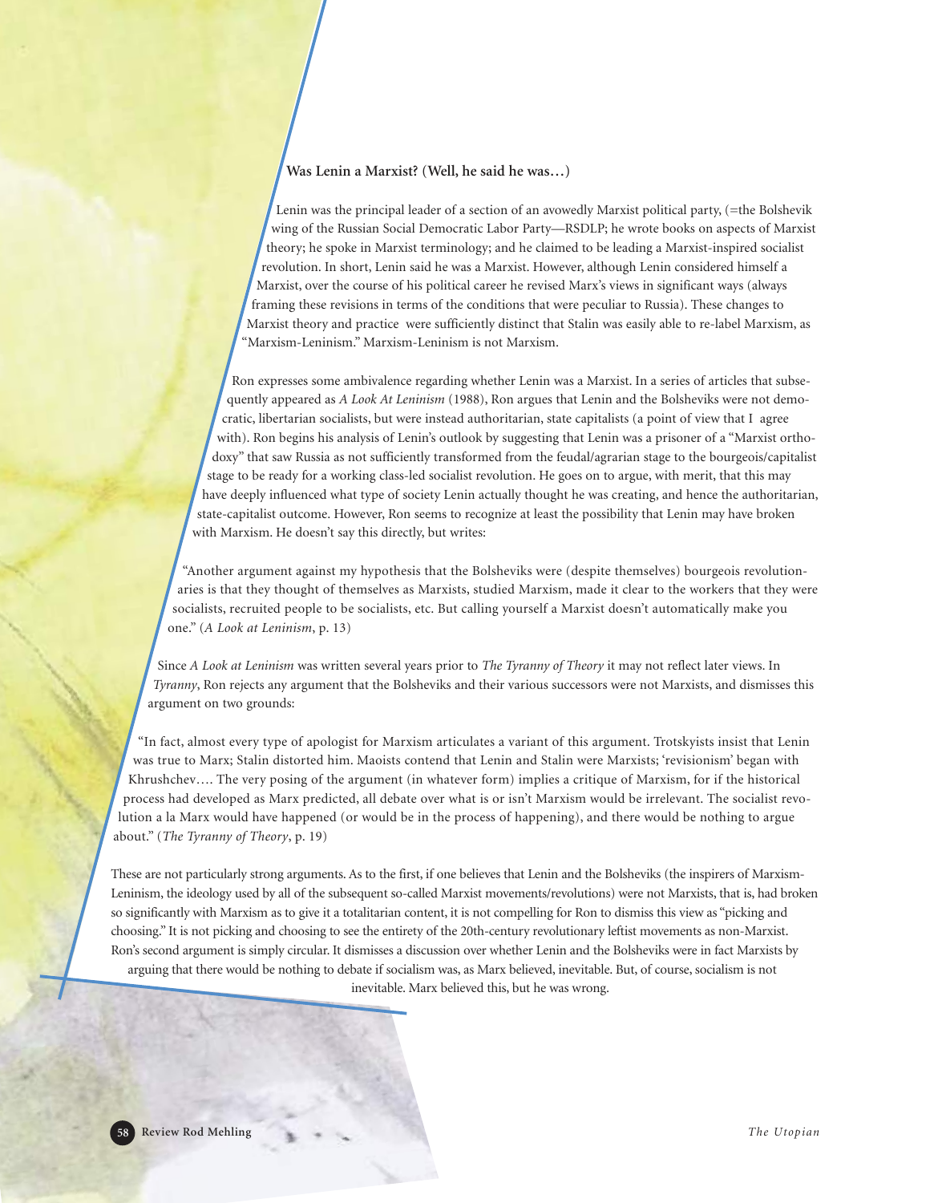**Was Lenin a Marxist? (Well, he said he was…)**

Lenin was the principal leader of a section of an avowedly Marxist political party, (=the Bolshevik wing of the Russian Social Democratic Labor Party—RSDLP; he wrote books on aspects of Marxist theory; he spoke in Marxist terminology; and he claimed to be leading a Marxist-inspired socialist revolution. In short, Lenin said he was a Marxist. However, although Lenin considered himself a Marxist, over the course of his political career he revised Marx's views in significant ways (always framing these revisions in terms of the conditions that were peculiar to Russia). These changes to Marxist theory and practice were sufficiently distinct that Stalin was easily able to re-label Marxism, as "Marxism-Leninism." Marxism-Leninism is not Marxism.

Ron expresses some ambivalence regarding whether Lenin was a Marxist. In a series of articles that subsequently appeared as *A Look At Leninism* (1988), Ron argues that Lenin and the Bolsheviks were not democratic, libertarian socialists, but were instead authoritarian, state capitalists (a point of view that I agree with). Ron begins his analysis of Lenin's outlook by suggesting that Lenin was a prisoner of a "Marxist orthodoxy" that saw Russia as not sufficiently transformed from the feudal/agrarian stage to the bourgeois/capitalist stage to be ready for a working class-led socialist revolution. He goes on to argue, with merit, that this may have deeply influenced what type of society Lenin actually thought he was creating, and hence the authoritarian, state-capitalist outcome. However, Ron seems to recognize at least the possibility that Lenin may have broken with Marxism. He doesn't say this directly, but writes:

"Another argument against my hypothesis that the Bolsheviks were (despite themselves) bourgeois revolutionaries is that they thought of themselves as Marxists, studied Marxism, made it clear to the workers that they were socialists, recruited people to be socialists, etc. But calling yourself a Marxist doesn't automatically make you one." (*A Look at Leninism*, p. 13)

Since *A Look at Leninism* was written several years prior to *The Tyranny of Theory* it may not reflect later views. In *Tyranny*, Ron rejects any argument that the Bolsheviks and their various successors were not Marxists, and dismisses this argument on two grounds:

"In fact, almost every type of apologist for Marxism articulates a variant of this argument. Trotskyists insist that Lenin was true to Marx; Stalin distorted him. Maoists contend that Lenin and Stalin were Marxists; 'revisionism' began with Khrushchev…. The very posing of the argument (in whatever form) implies a critique of Marxism, for if the historical process had developed as Marx predicted, all debate over what is or isn't Marxism would be irrelevant. The socialist revolution a la Marx would have happened (or would be in the process of happening), and there would be nothing to argue about." (*The Tyranny of Theory*, p. 19)

These are not particularly strong arguments. As to the first, if one believes that Lenin and the Bolsheviks (the inspirers of Marxism-Leninism, the ideology used by all of the subsequent so-called Marxist movements/revolutions) were not Marxists, that is, had broken so significantly with Marxism as to give it a totalitarian content, it is not compelling for Ron to dismiss this view as "picking and choosing." It is not picking and choosing to see the entirety of the 20th-century revolutionary leftist movements as non-Marxist. Ron's second argument is simply circular. It dismisses a discussion over whether Lenin and the Bolsheviks were in fact Marxists by arguing that there would be nothing to debate if socialism was, as Marx believed, inevitable. But, of course, socialism is not inevitable. Marx believed this, but he was wrong.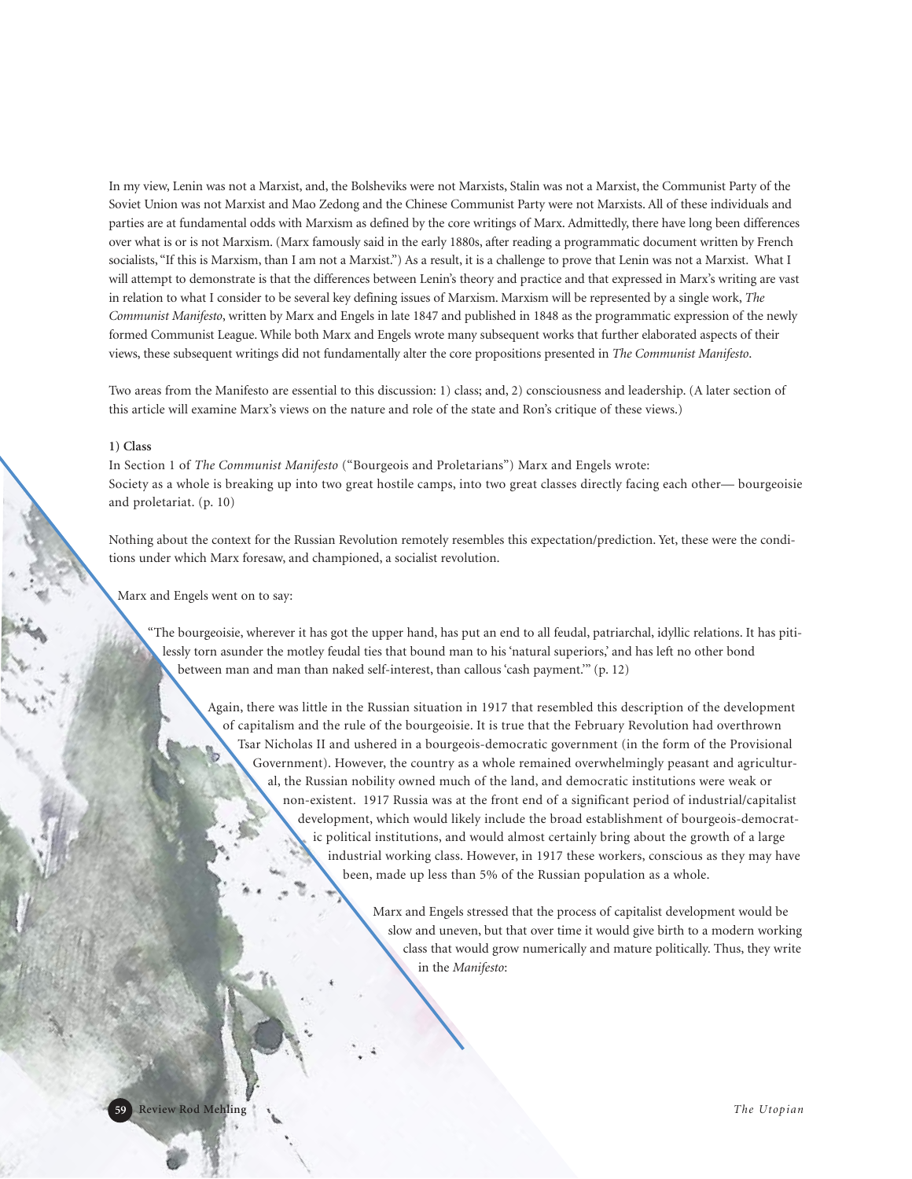In my view, Lenin was not a Marxist, and, the Bolsheviks were not Marxists, Stalin was not a Marxist, the Communist Party of the Soviet Union was not Marxist and Mao Zedong and the Chinese Communist Party were not Marxists. All of these individuals and parties are at fundamental odds with Marxism as defined by the core writings of Marx. Admittedly, there have long been differences over what is or is not Marxism. (Marx famously said in the early 1880s, after reading a programmatic document written by French socialists, "If this is Marxism, than I am not a Marxist.") As a result, it is a challenge to prove that Lenin was not a Marxist. What I will attempt to demonstrate is that the differences between Lenin's theory and practice and that expressed in Marx's writing are vast in relation to what I consider to be several key defining issues of Marxism. Marxism will be represented by a single work, *The Communist Manifesto*, written by Marx and Engels in late 1847 and published in 1848 as the programmatic expression of the newly formed Communist League. While both Marx and Engels wrote many subsequent works that further elaborated aspects of their views, these subsequent writings did not fundamentally alter the core propositions presented in *The Communist Manifesto*.

Two areas from the Manifesto are essential to this discussion: 1) class; and, 2) consciousness and leadership. (A later section of this article will examine Marx's views on the nature and role of the state and Ron's critique of these views.)

**1) Class**

In Section 1 of *The Communist Manifesto* ("Bourgeois and Proletarians") Marx and Engels wrote:
Society as a whole is breaking up into two great hostile camps, into two great classes directly facing each other— bourgeoisie and proletariat. (p. 10)

Nothing about the context for the Russian Revolution remotely resembles this expectation/prediction. Yet, these were the conditions under which Marx foresaw, and championed, a socialist revolution.

Marx and Engels went on to say:

> "The bourgeoisie, wherever it has got the upper hand, has put an end to all feudal, patriarchal, idyllic relations. It has pitilessly torn asunder the motley feudal ties that bound man to his 'natural superiors,' and has left no other bond between man and man than naked self-interest, than callous 'cash payment.'" (p. 12)

Again, there was little in the Russian situation in 1917 that resembled this description of the development of capitalism and the rule of the bourgeoisie. It is true that the February Revolution had overthrown Tsar Nicholas II and ushered in a bourgeois-democratic government (in the form of the Provisional Government). However, the country as a whole remained overwhelmingly peasant and agricultural, the Russian nobility owned much of the land, and democratic institutions were weak or non-existent. 1917 Russia was at the front end of a significant period of industrial/capitalist development, which would likely include the broad establishment of bourgeois-democratic political institutions, and would almost certainly bring about the growth of a large industrial working class. However, in 1917 these workers, conscious as they may have been, made up less than 5% of the Russian population as a whole.

Marx and Engels stressed that the process of capitalist development would be slow and uneven, but that over time it would give birth to a modern working class that would grow numerically and mature politically. Thus, they write in the *Manifesto*: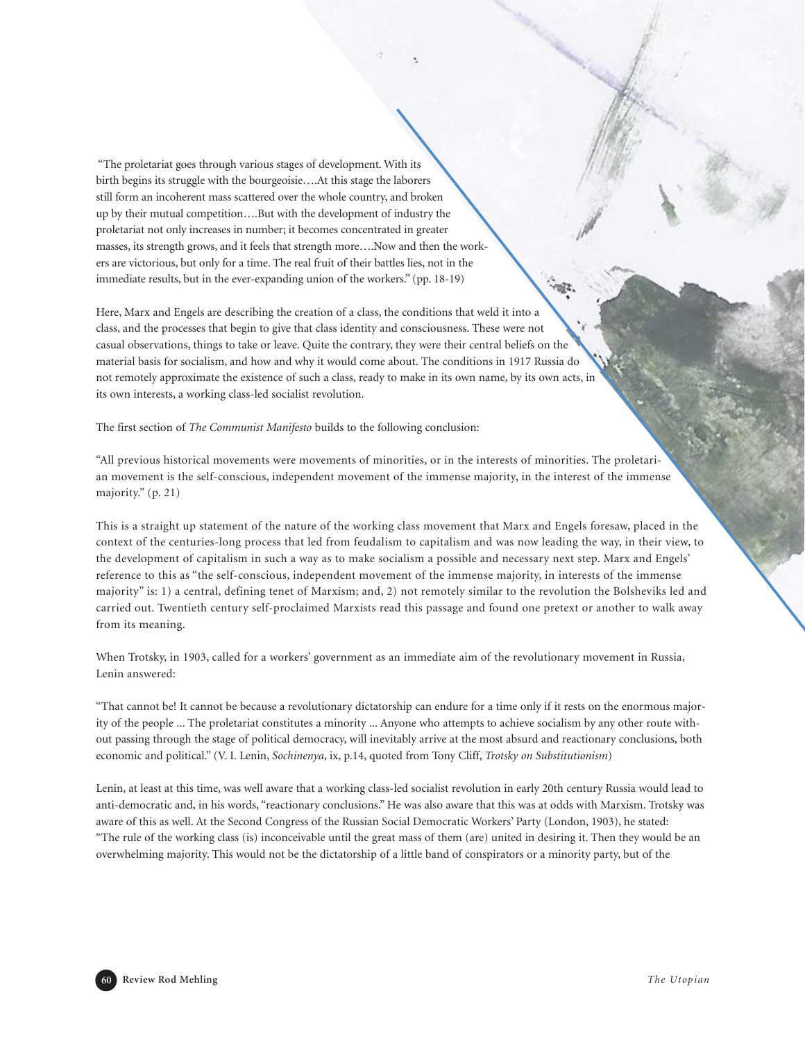"The proletariat goes through various stages of development. With its birth begins its struggle with the bourgeoisie….At this stage the laborers still form an incoherent mass scattered over the whole country, and broken up by their mutual competition….But with the development of industry the proletariat not only increases in number; it becomes concentrated in greater masses, its strength grows, and it feels that strength more….Now and then the workers are victorious, but only for a time. The real fruit of their battles lies, not in the immediate results, but in the ever-expanding union of the workers." (pp. 18-19)

Here, Marx and Engels are describing the creation of a class, the conditions that weld it into a class, and the processes that begin to give that class identity and consciousness. These were not casual observations, things to take or leave. Quite the contrary, they were their central beliefs on the material basis for socialism, and how and why it would come about. The conditions in 1917 Russia do not remotely approximate the existence of such a class, ready to make in its own name, by its own acts, in its own interests, a working class-led socialist revolution.

The first section of *The Communist Manifesto* builds to the following conclusion:

"All previous historical movements were movements of minorities, or in the interests of minorities. The proletarian movement is the self-conscious, independent movement of the immense majority, in the interest of the immense majority." (p. 21)

This is a straight up statement of the nature of the working class movement that Marx and Engels foresaw, placed in the context of the centuries-long process that led from feudalism to capitalism and was now leading the way, in their view, to the development of capitalism in such a way as to make socialism a possible and necessary next step. Marx and Engels' reference to this as "the self-conscious, independent movement of the immense majority, in interests of the immense majority" is: 1) a central, defining tenet of Marxism; and, 2) not remotely similar to the revolution the Bolsheviks led and carried out. Twentieth century self-proclaimed Marxists read this passage and found one pretext or another to walk away from its meaning.

When Trotsky, in 1903, called for a workers' government as an immediate aim of the revolutionary movement in Russia, Lenin answered:

"That cannot be! It cannot be because a revolutionary dictatorship can endure for a time only if it rests on the enormous majority of the people ... The proletariat constitutes a minority ... Anyone who attempts to achieve socialism by any other route without passing through the stage of political democracy, will inevitably arrive at the most absurd and reactionary conclusions, both economic and political." (V. I. Lenin, *Sochinenya*, ix, p.14, quoted from Tony Cliff, *Trotsky on Substitutionism*)

Lenin, at least at this time, was well aware that a working class-led socialist revolution in early 20th century Russia would lead to anti-democratic and, in his words, "reactionary conclusions." He was also aware that this was at odds with Marxism. Trotsky was aware of this as well. At the Second Congress of the Russian Social Democratic Workers' Party (London, 1903), he stated: "The rule of the working class (is) inconceivable until the great mass of them (are) united in desiring it. Then they would be an overwhelming majority. This would not be the dictatorship of a little band of conspirators or a minority party, but of the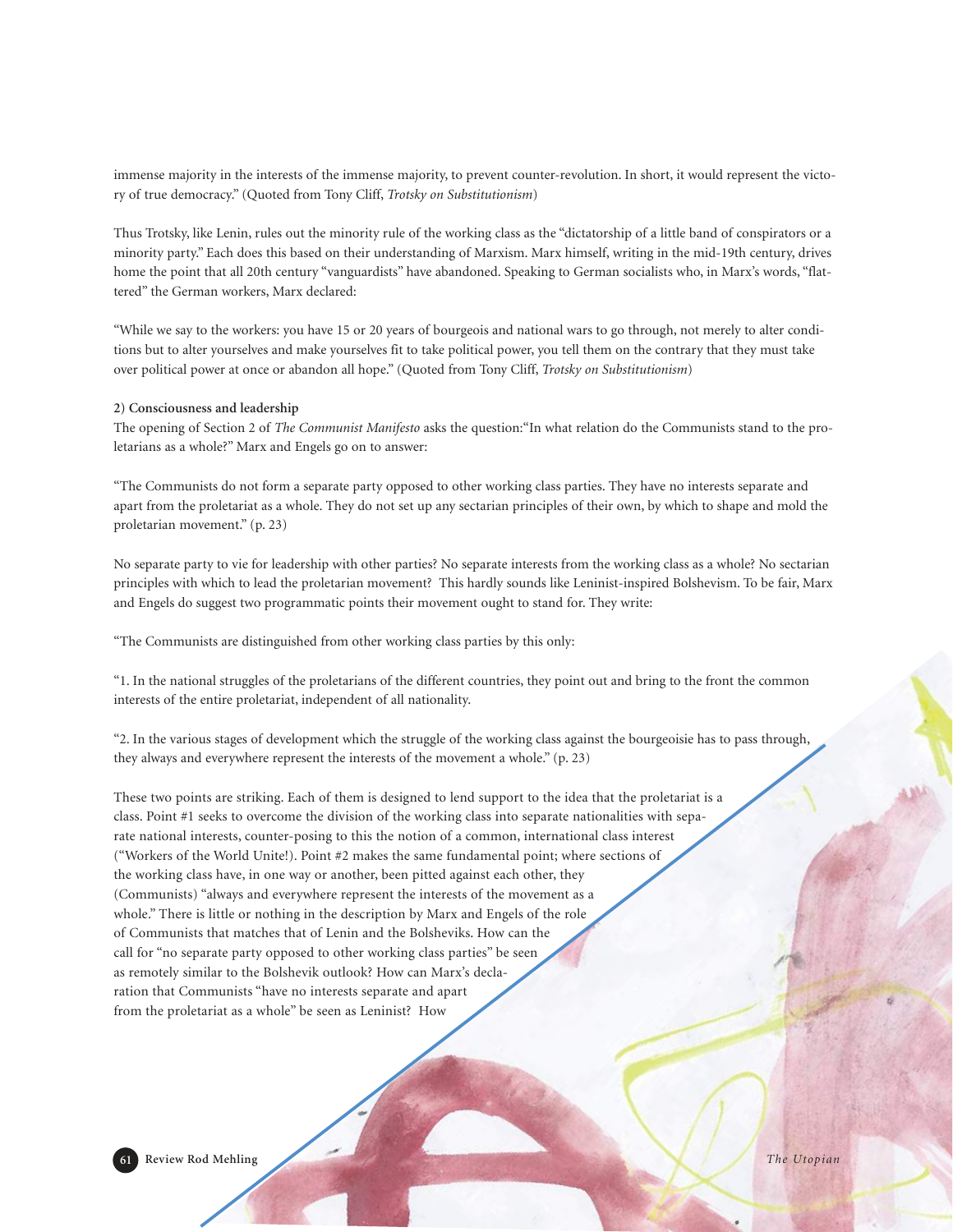immense majority in the interests of the immense majority, to prevent counter-revolution. In short, it would represent the victory of true democracy." (Quoted from Tony Cliff, *Trotsky on Substitutionism*)

Thus Trotsky, like Lenin, rules out the minority rule of the working class as the "dictatorship of a little band of conspirators or a minority party." Each does this based on their understanding of Marxism. Marx himself, writing in the mid-19th century, drives home the point that all 20th century "vanguardists" have abandoned. Speaking to German socialists who, in Marx's words, "flattered" the German workers, Marx declared:

"While we say to the workers: you have 15 or 20 years of bourgeois and national wars to go through, not merely to alter conditions but to alter yourselves and make yourselves fit to take political power, you tell them on the contrary that they must take over political power at once or abandon all hope." (Quoted from Tony Cliff, *Trotsky on Substitutionism*)

**2) Consciousness and leadership**

The opening of Section 2 of *The Communist Manifesto* asks the question:"In what relation do the Communists stand to the proletarians as a whole?" Marx and Engels go on to answer:

"The Communists do not form a separate party opposed to other working class parties. They have no interests separate and apart from the proletariat as a whole. They do not set up any sectarian principles of their own, by which to shape and mold the proletarian movement." (p. 23)

No separate party to vie for leadership with other parties? No separate interests from the working class as a whole? No sectarian principles with which to lead the proletarian movement? This hardly sounds like Leninist-inspired Bolshevism. To be fair, Marx and Engels do suggest two programmatic points their movement ought to stand for. They write:

"The Communists are distinguished from other working class parties by this only:

"1. In the national struggles of the proletarians of the different countries, they point out and bring to the front the common interests of the entire proletariat, independent of all nationality.

"2. In the various stages of development which the struggle of the working class against the bourgeoisie has to pass through, they always and everywhere represent the interests of the movement a whole." (p. 23)

These two points are striking. Each of them is designed to lend support to the idea that the proletariat is a class. Point #1 seeks to overcome the division of the working class into separate nationalities with separate national interests, counter-posing to this the notion of a common, international class interest ("Workers of the World Unite!). Point #2 makes the same fundamental point; where sections of the working class have, in one way or another, been pitted against each other, they (Communists) "always and everywhere represent the interests of the movement as a whole." There is little or nothing in the description by Marx and Engels of the role of Communists that matches that of Lenin and the Bolsheviks. How can the call for "no separate party opposed to other working class parties" be seen as remotely similar to the Bolshevik outlook? How can Marx's declaration that Communists "have no interests separate and apart from the proletariat as a whole" be seen as Leninist? How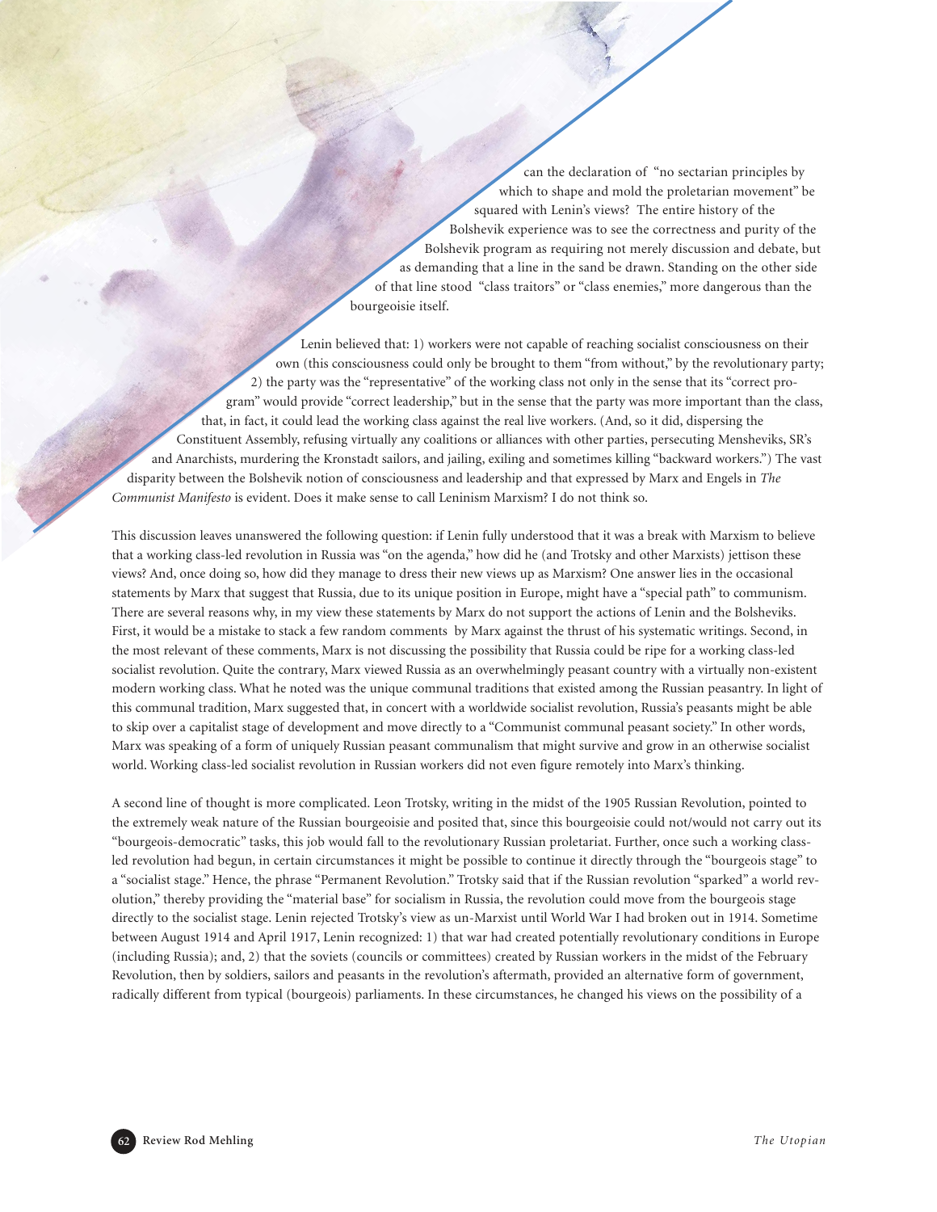can the declaration of "no sectarian principles by which to shape and mold the proletarian movement" be squared with Lenin's views? The entire history of the Bolshevik experience was to see the correctness and purity of the Bolshevik program as requiring not merely discussion and debate, but as demanding that a line in the sand be drawn. Standing on the other side of that line stood "class traitors" or "class enemies," more dangerous than the bourgeoisie itself.

Lenin believed that: 1) workers were not capable of reaching socialist consciousness on their own (this consciousness could only be brought to them "from without," by the revolutionary party; 2) the party was the "representative" of the working class not only in the sense that its "correct program" would provide "correct leadership," but in the sense that the party was more important than the class, that, in fact, it could lead the working class against the real live workers. (And, so it did, dispersing the Constituent Assembly, refusing virtually any coalitions or alliances with other parties, persecuting Mensheviks, SR's and Anarchists, murdering the Kronstadt sailors, and jailing, exiling and sometimes killing "backward workers.") The vast disparity between the Bolshevik notion of consciousness and leadership and that expressed by Marx and Engels in *The Communist Manifesto* is evident. Does it make sense to call Leninism Marxism? I do not think so.

This discussion leaves unanswered the following question: if Lenin fully understood that it was a break with Marxism to believe that a working class-led revolution in Russia was "on the agenda," how did he (and Trotsky and other Marxists) jettison these views? And, once doing so, how did they manage to dress their new views up as Marxism? One answer lies in the occasional statements by Marx that suggest that Russia, due to its unique position in Europe, might have a "special path" to communism. There are several reasons why, in my view these statements by Marx do not support the actions of Lenin and the Bolsheviks. First, it would be a mistake to stack a few random comments by Marx against the thrust of his systematic writings. Second, in the most relevant of these comments, Marx is not discussing the possibility that Russia could be ripe for a working class-led socialist revolution. Quite the contrary, Marx viewed Russia as an overwhelmingly peasant country with a virtually non-existent modern working class. What he noted was the unique communal traditions that existed among the Russian peasantry. In light of this communal tradition, Marx suggested that, in concert with a worldwide socialist revolution, Russia's peasants might be able to skip over a capitalist stage of development and move directly to a "Communist communal peasant society." In other words, Marx was speaking of a form of uniquely Russian peasant communalism that might survive and grow in an otherwise socialist world. Working class-led socialist revolution in Russian workers did not even figure remotely into Marx's thinking.

A second line of thought is more complicated. Leon Trotsky, writing in the midst of the 1905 Russian Revolution, pointed to the extremely weak nature of the Russian bourgeoisie and posited that, since this bourgeoisie could not/would not carry out its "bourgeois-democratic" tasks, this job would fall to the revolutionary Russian proletariat. Further, once such a working class-led revolution had begun, in certain circumstances it might be possible to continue it directly through the "bourgeois stage" to a "socialist stage." Hence, the phrase "Permanent Revolution." Trotsky said that if the Russian revolution "sparked" a world revolution," thereby providing the "material base" for socialism in Russia, the revolution could move from the bourgeois stage directly to the socialist stage. Lenin rejected Trotsky's view as un-Marxist until World War I had broken out in 1914. Sometime between August 1914 and April 1917, Lenin recognized: 1) that war had created potentially revolutionary conditions in Europe (including Russia); and, 2) that the soviets (councils or committees) created by Russian workers in the midst of the February Revolution, then by soldiers, sailors and peasants in the revolution's aftermath, provided an alternative form of government, radically different from typical (bourgeois) parliaments. In these circumstances, he changed his views on the possibility of a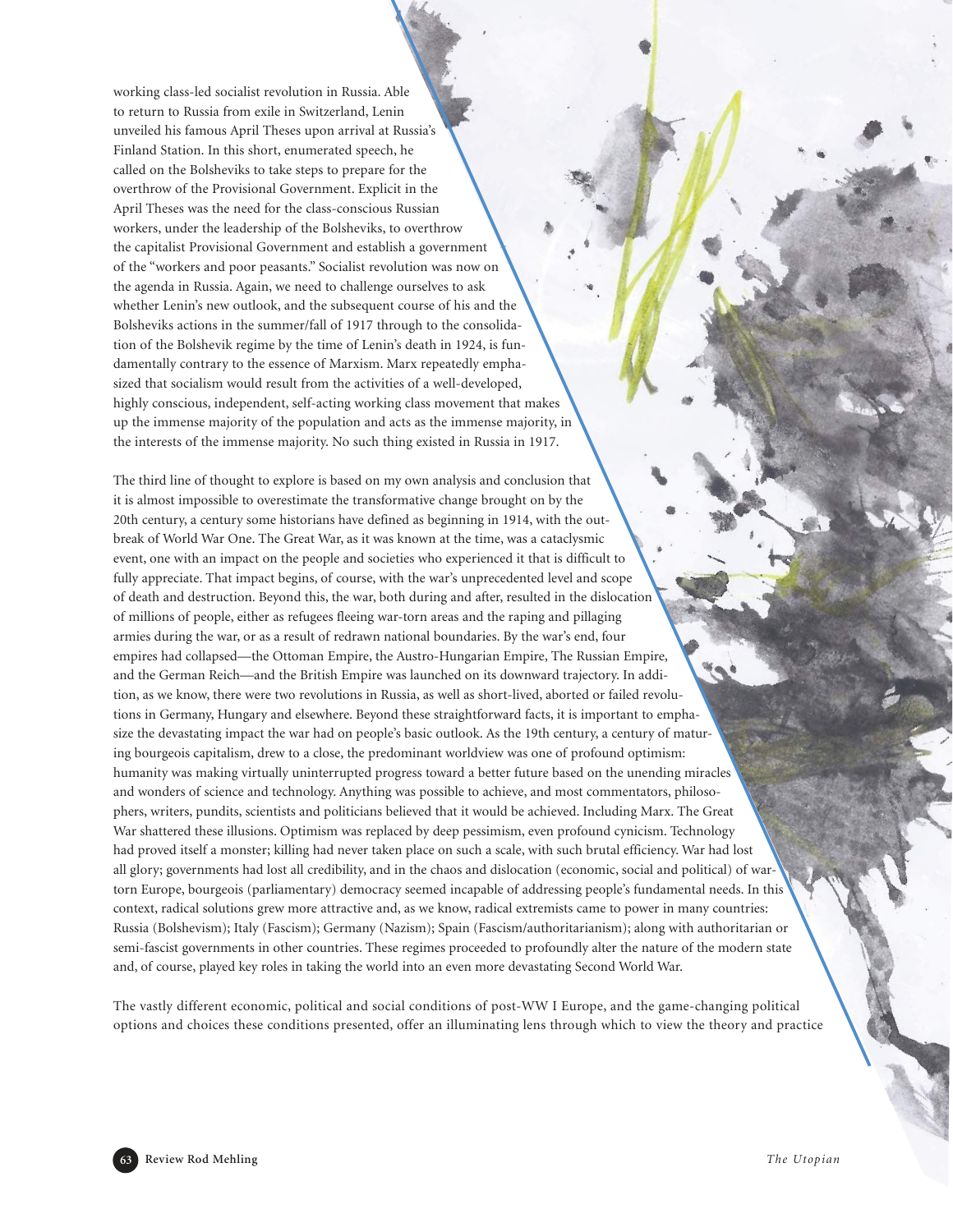working class-led socialist revolution in Russia. Able to return to Russia from exile in Switzerland, Lenin unveiled his famous April Theses upon arrival at Russia's Finland Station. In this short, enumerated speech, he called on the Bolsheviks to take steps to prepare for the overthrow of the Provisional Government. Explicit in the April Theses was the need for the class-conscious Russian workers, under the leadership of the Bolsheviks, to overthrow the capitalist Provisional Government and establish a government of the "workers and poor peasants." Socialist revolution was now on the agenda in Russia. Again, we need to challenge ourselves to ask whether Lenin's new outlook, and the subsequent course of his and the Bolsheviks actions in the summer/fall of 1917 through to the consolidation of the Bolshevik regime by the time of Lenin's death in 1924, is fundamentally contrary to the essence of Marxism. Marx repeatedly emphasized that socialism would result from the activities of a well-developed, highly conscious, independent, self-acting working class movement that makes up the immense majority of the population and acts as the immense majority, in the interests of the immense majority. No such thing existed in Russia in 1917.

The third line of thought to explore is based on my own analysis and conclusion that it is almost impossible to overestimate the transformative change brought on by the 20th century, a century some historians have defined as beginning in 1914, with the outbreak of World War One. The Great War, as it was known at the time, was a cataclysmic event, one with an impact on the people and societies who experienced it that is difficult to fully appreciate. That impact begins, of course, with the war's unprecedented level and scope of death and destruction. Beyond this, the war, both during and after, resulted in the dislocation of millions of people, either as refugees fleeing war-torn areas and the raping and pillaging armies during the war, or as a result of redrawn national boundaries. By the war's end, four empires had collapsed—the Ottoman Empire, the Austro-Hungarian Empire, The Russian Empire, and the German Reich—and the British Empire was launched on its downward trajectory. In addition, as we know, there were two revolutions in Russia, as well as short-lived, aborted or failed revolutions in Germany, Hungary and elsewhere. Beyond these straightforward facts, it is important to emphasize the devastating impact the war had on people's basic outlook. As the 19th century, a century of maturing bourgeois capitalism, drew to a close, the predominant worldview was one of profound optimism: humanity was making virtually uninterrupted progress toward a better future based on the unending miracles and wonders of science and technology. Anything was possible to achieve, and most commentators, philosophers, writers, pundits, scientists and politicians believed that it would be achieved. Including Marx. The Great War shattered these illusions. Optimism was replaced by deep pessimism, even profound cynicism. Technology had proved itself a monster; killing had never taken place on such a scale, with such brutal efficiency. War had lost all glory; governments had lost all credibility, and in the chaos and dislocation (economic, social and political) of war-torn Europe, bourgeois (parliamentary) democracy seemed incapable of addressing people's fundamental needs. In this context, radical solutions grew more attractive and, as we know, radical extremists came to power in many countries: Russia (Bolshevism); Italy (Fascism); Germany (Nazism); Spain (Fascism/authoritarianism); along with authoritarian or semi-fascist governments in other countries. These regimes proceeded to profoundly alter the nature of the modern state and, of course, played key roles in taking the world into an even more devastating Second World War.

The vastly different economic, political and social conditions of post-WW I Europe, and the game-changing political options and choices these conditions presented, offer an illuminating lens through which to view the theory and practice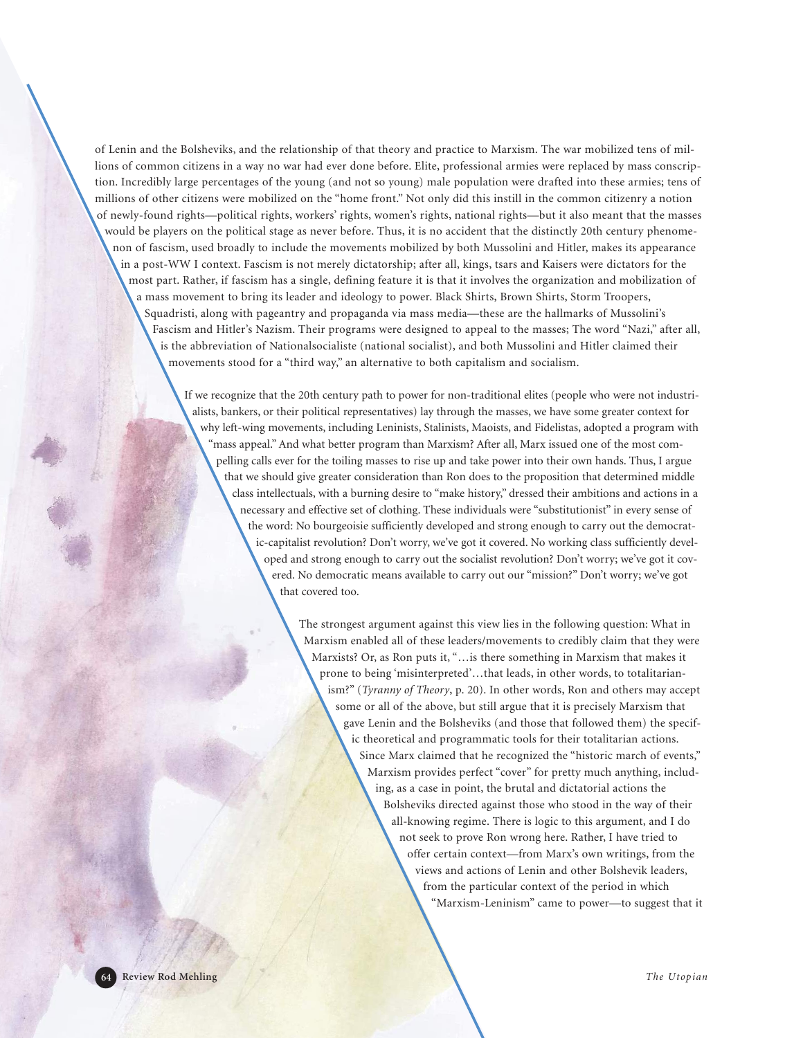of Lenin and the Bolsheviks, and the relationship of that theory and practice to Marxism. The war mobilized tens of millions of common citizens in a way no war had ever done before. Elite, professional armies were replaced by mass conscription. Incredibly large percentages of the young (and not so young) male population were drafted into these armies; tens of millions of other citizens were mobilized on the "home front." Not only did this instill in the common citizenry a notion of newly-found rights—political rights, workers' rights, women's rights, national rights—but it also meant that the masses would be players on the political stage as never before. Thus, it is no accident that the distinctly 20th century phenomenon of fascism, used broadly to include the movements mobilized by both Mussolini and Hitler, makes its appearance in a post-WW I context. Fascism is not merely dictatorship; after all, kings, tsars and Kaisers were dictators for the most part. Rather, if fascism has a single, defining feature it is that it involves the organization and mobilization of a mass movement to bring its leader and ideology to power. Black Shirts, Brown Shirts, Storm Troopers, Squadristi, along with pageantry and propaganda via mass media—these are the hallmarks of Mussolini's Fascism and Hitler's Nazism. Their programs were designed to appeal to the masses; The word "Nazi," after all, is the abbreviation of Nationalsocialiste (national socialist), and both Mussolini and Hitler claimed their movements stood for a "third way," an alternative to both capitalism and socialism.

If we recognize that the 20th century path to power for non-traditional elites (people who were not industrialists, bankers, or their political representatives) lay through the masses, we have some greater context for why left-wing movements, including Leninists, Stalinists, Maoists, and Fidelistas, adopted a program with "mass appeal." And what better program than Marxism? After all, Marx issued one of the most compelling calls ever for the toiling masses to rise up and take power into their own hands. Thus, I argue that we should give greater consideration than Ron does to the proposition that determined middle class intellectuals, with a burning desire to "make history," dressed their ambitions and actions in a necessary and effective set of clothing. These individuals were "substitutionist" in every sense of the word: No bourgeoisie sufficiently developed and strong enough to carry out the democratic-capitalist revolution? Don't worry, we've got it covered. No working class sufficiently developed and strong enough to carry out the socialist revolution? Don't worry; we've got it covered. No democratic means available to carry out our "mission?" Don't worry; we've got that covered too.

The strongest argument against this view lies in the following question: What in Marxism enabled all of these leaders/movements to credibly claim that they were Marxists? Or, as Ron puts it, "…is there something in Marxism that makes it prone to being 'misinterpreted'…that leads, in other words, to totalitarianism?" (*Tyranny of Theory*, p. 20). In other words, Ron and others may accept some or all of the above, but still argue that it is precisely Marxism that gave Lenin and the Bolsheviks (and those that followed them) the specific theoretical and programmatic tools for their totalitarian actions. Since Marx claimed that he recognized the "historic march of events," Marxism provides perfect "cover" for pretty much anything, including, as a case in point, the brutal and dictatorial actions the Bolsheviks directed against those who stood in the way of their all-knowing regime. There is logic to this argument, and I do not seek to prove Ron wrong here. Rather, I have tried to offer certain context—from Marx's own writings, from the views and actions of Lenin and other Bolshevik leaders, from the particular context of the period in which "Marxism-Leninism" came to power—to suggest that it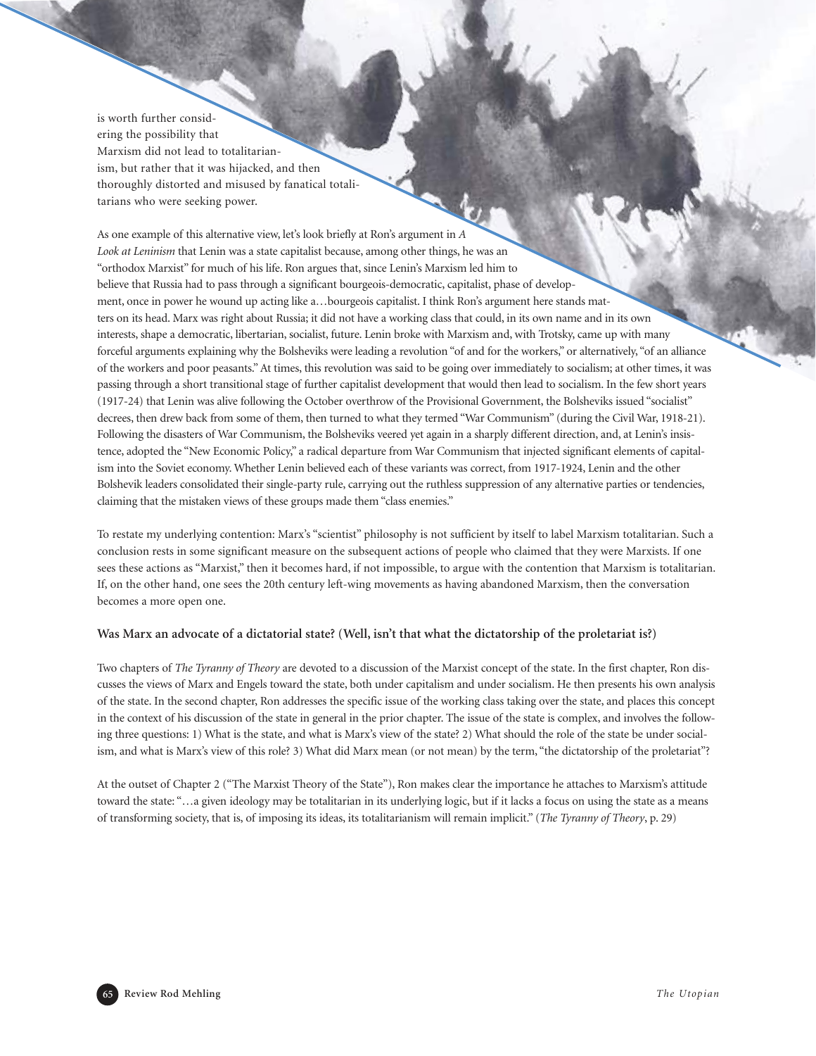is worth further considering the possibility that Marxism did not lead to totalitarianism, but rather that it was hijacked, and then thoroughly distorted and misused by fanatical totalitarians who were seeking power.

As one example of this alternative view, let's look briefly at Ron's argument in *A Look at Leninism* that Lenin was a state capitalist because, among other things, he was an "orthodox Marxist" for much of his life. Ron argues that, since Lenin's Marxism led him to believe that Russia had to pass through a significant bourgeois-democratic, capitalist, phase of development, once in power he wound up acting like a…bourgeois capitalist. I think Ron's argument here stands matters on its head. Marx was right about Russia; it did not have a working class that could, in its own name and in its own interests, shape a democratic, libertarian, socialist, future. Lenin broke with Marxism and, with Trotsky, came up with many forceful arguments explaining why the Bolsheviks were leading a revolution "of and for the workers," or alternatively, "of an alliance of the workers and poor peasants." At times, this revolution was said to be going over immediately to socialism; at other times, it was passing through a short transitional stage of further capitalist development that would then lead to socialism. In the few short years (1917-24) that Lenin was alive following the October overthrow of the Provisional Government, the Bolsheviks issued "socialist" decrees, then drew back from some of them, then turned to what they termed "War Communism" (during the Civil War, 1918-21). Following the disasters of War Communism, the Bolsheviks veered yet again in a sharply different direction, and, at Lenin's insistence, adopted the "New Economic Policy," a radical departure from War Communism that injected significant elements of capitalism into the Soviet economy. Whether Lenin believed each of these variants was correct, from 1917-1924, Lenin and the other Bolshevik leaders consolidated their single-party rule, carrying out the ruthless suppression of any alternative parties or tendencies, claiming that the mistaken views of these groups made them "class enemies."

To restate my underlying contention: Marx's "scientist" philosophy is not sufficient by itself to label Marxism totalitarian. Such a conclusion rests in some significant measure on the subsequent actions of people who claimed that they were Marxists. If one sees these actions as "Marxist," then it becomes hard, if not impossible, to argue with the contention that Marxism is totalitarian. If, on the other hand, one sees the 20th century left-wing movements as having abandoned Marxism, then the conversation becomes a more open one.

### Was Marx an advocate of a dictatorial state? (Well, isn't that what the dictatorship of the proletariat is?)

Two chapters of *The Tyranny of Theory* are devoted to a discussion of the Marxist concept of the state. In the first chapter, Ron discusses the views of Marx and Engels toward the state, both under capitalism and under socialism. He then presents his own analysis of the state. In the second chapter, Ron addresses the specific issue of the working class taking over the state, and places this concept in the context of his discussion of the state in general in the prior chapter. The issue of the state is complex, and involves the following three questions: 1) What is the state, and what is Marx's view of the state? 2) What should the role of the state be under socialism, and what is Marx's view of this role? 3) What did Marx mean (or not mean) by the term, "the dictatorship of the proletariat"?

At the outset of Chapter 2 ("The Marxist Theory of the State"), Ron makes clear the importance he attaches to Marxism's attitude toward the state: "…a given ideology may be totalitarian in its underlying logic, but if it lacks a focus on using the state as a means of transforming society, that is, of imposing its ideas, its totalitarianism will remain implicit." (*The Tyranny of Theory*, p. 29)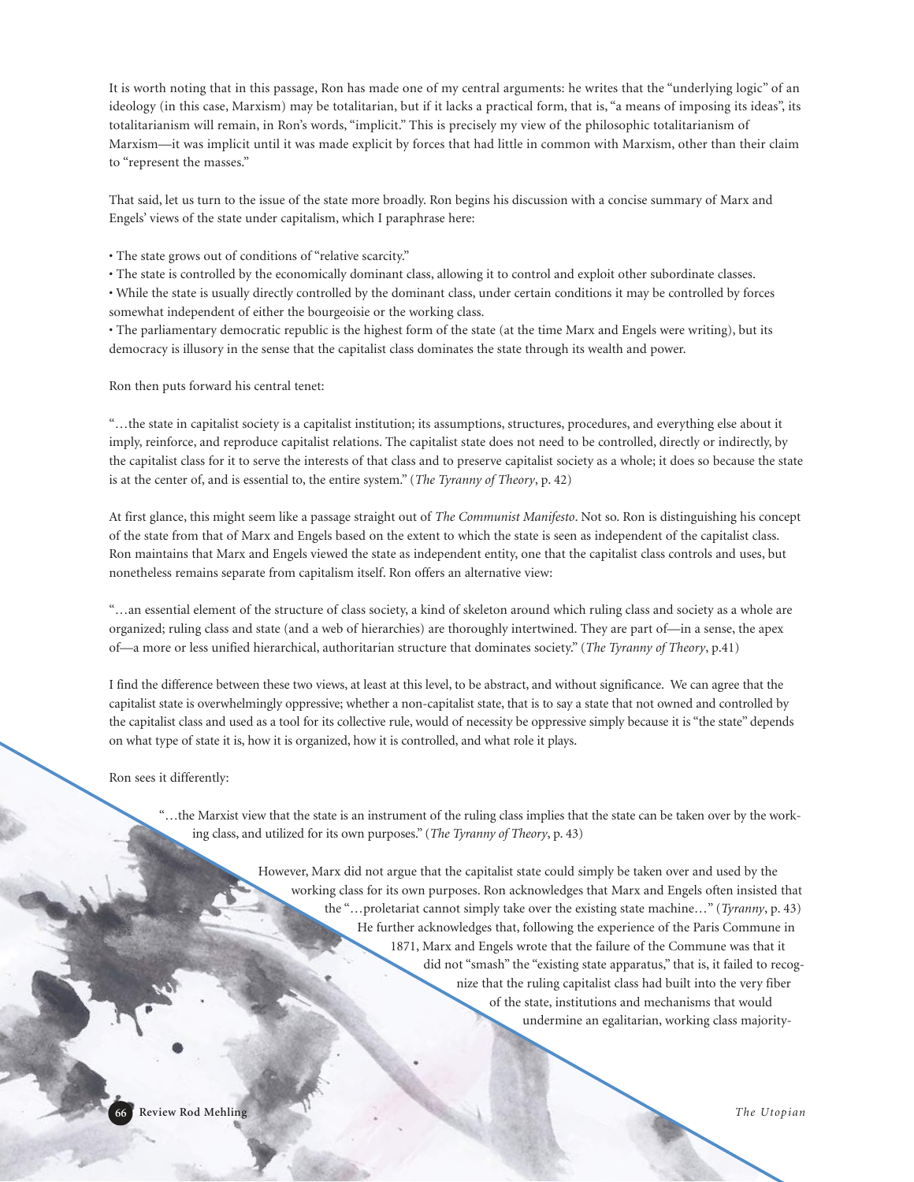It is worth noting that in this passage, Ron has made one of my central arguments: he writes that the "underlying logic" of an ideology (in this case, Marxism) may be totalitarian, but if it lacks a practical form, that is, "a means of imposing its ideas", its totalitarianism will remain, in Ron's words, "implicit." This is precisely my view of the philosophic totalitarianism of Marxism—it was implicit until it was made explicit by forces that had little in common with Marxism, other than their claim to "represent the masses."

That said, let us turn to the issue of the state more broadly. Ron begins his discussion with a concise summary of Marx and Engels' views of the state under capitalism, which I paraphrase here:

- The state grows out of conditions of "relative scarcity."
- The state is controlled by the economically dominant class, allowing it to control and exploit other subordinate classes.
- While the state is usually directly controlled by the dominant class, under certain conditions it may be controlled by forces somewhat independent of either the bourgeoisie or the working class.
- The parliamentary democratic republic is the highest form of the state (at the time Marx and Engels were writing), but its democracy is illusory in the sense that the capitalist class dominates the state through its wealth and power.

Ron then puts forward his central tenet:

"…the state in capitalist society is a capitalist institution; its assumptions, structures, procedures, and everything else about it imply, reinforce, and reproduce capitalist relations. The capitalist state does not need to be controlled, directly or indirectly, by the capitalist class for it to serve the interests of that class and to preserve capitalist society as a whole; it does so because the state is at the center of, and is essential to, the entire system." (*The Tyranny of Theory*, p. 42)

At first glance, this might seem like a passage straight out of *The Communist Manifesto*. Not so. Ron is distinguishing his concept of the state from that of Marx and Engels based on the extent to which the state is seen as independent of the capitalist class. Ron maintains that Marx and Engels viewed the state as independent entity, one that the capitalist class controls and uses, but nonetheless remains separate from capitalism itself. Ron offers an alternative view:

"…an essential element of the structure of class society, a kind of skeleton around which ruling class and society as a whole are organized; ruling class and state (and a web of hierarchies) are thoroughly intertwined. They are part of—in a sense, the apex of—a more or less unified hierarchical, authoritarian structure that dominates society." (*The Tyranny of Theory*, p.41)

I find the difference between these two views, at least at this level, to be abstract, and without significance. We can agree that the capitalist state is overwhelmingly oppressive; whether a non-capitalist state, that is to say a state that not owned and controlled by the capitalist class and used as a tool for its collective rule, would of necessity be oppressive simply because it is "the state" depends on what type of state it is, how it is organized, how it is controlled, and what role it plays.

Ron sees it differently:

> "…the Marxist view that the state is an instrument of the ruling class implies that the state can be taken over by the working class, and utilized for its own purposes." (*The Tyranny of Theory*, p. 43)

However, Marx did not argue that the capitalist state could simply be taken over and used by the working class for its own purposes. Ron acknowledges that Marx and Engels often insisted that the "…proletariat cannot simply take over the existing state machine…" (*Tyranny*, p. 43) He further acknowledges that, following the experience of the Paris Commune in 1871, Marx and Engels wrote that the failure of the Commune was that it did not "smash" the "existing state apparatus," that is, it failed to recognize that the ruling capitalist class had built into the very fiber of the state, institutions and mechanisms that would undermine an egalitarian, working class majority-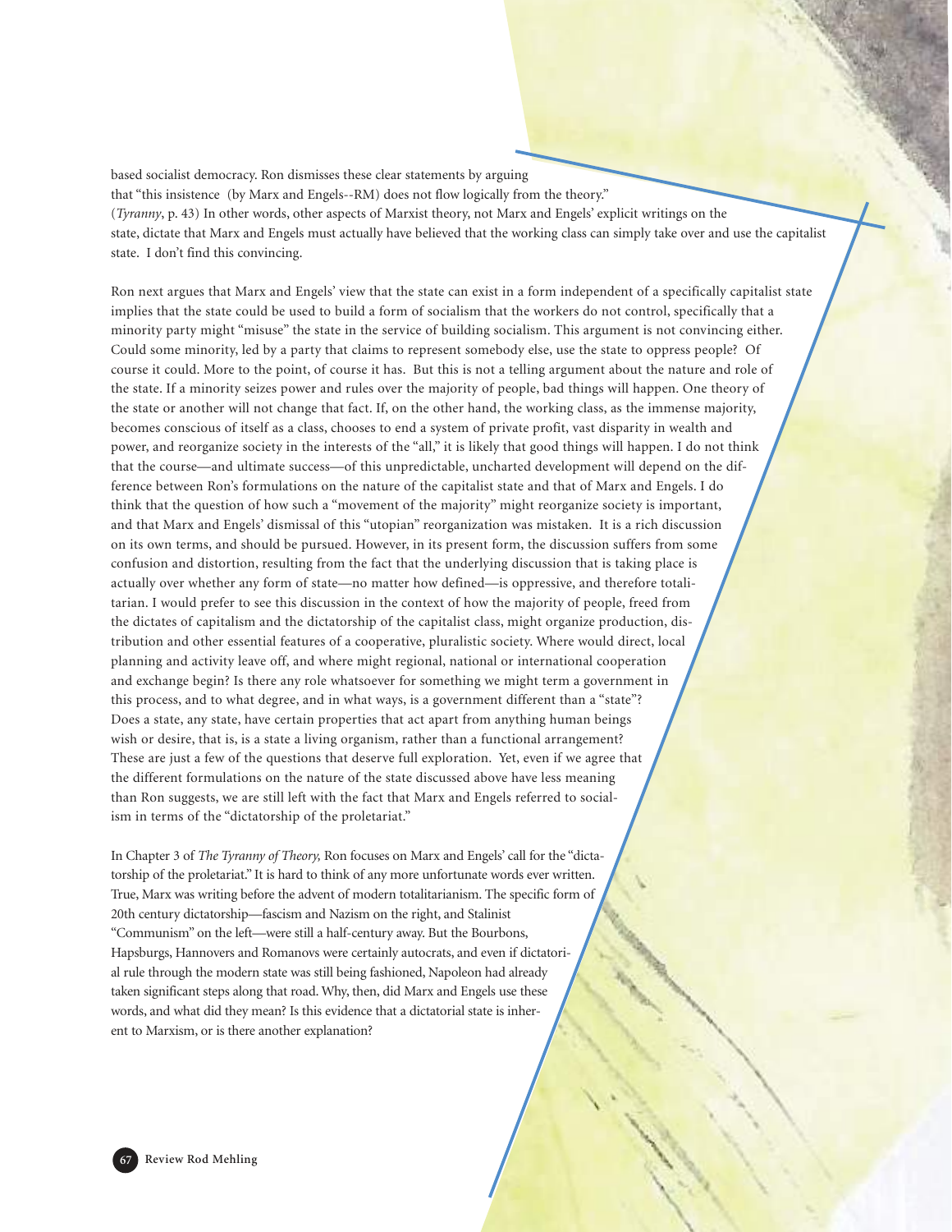based socialist democracy. Ron dismisses these clear statements by arguing that "this insistence (by Marx and Engels--RM) does not flow logically from the theory." (*Tyranny*, p. 43) In other words, other aspects of Marxist theory, not Marx and Engels' explicit writings on the state, dictate that Marx and Engels must actually have believed that the working class can simply take over and use the capitalist state. I don't find this convincing.

Ron next argues that Marx and Engels' view that the state can exist in a form independent of a specifically capitalist state implies that the state could be used to build a form of socialism that the workers do not control, specifically that a minority party might "misuse" the state in the service of building socialism. This argument is not convincing either. Could some minority, led by a party that claims to represent somebody else, use the state to oppress people? Of course it could. More to the point, of course it has. But this is not a telling argument about the nature and role of the state. If a minority seizes power and rules over the majority of people, bad things will happen. One theory of the state or another will not change that fact. If, on the other hand, the working class, as the immense majority, becomes conscious of itself as a class, chooses to end a system of private profit, vast disparity in wealth and power, and reorganize society in the interests of the "all," it is likely that good things will happen. I do not think that the course—and ultimate success—of this unpredictable, uncharted development will depend on the difference between Ron's formulations on the nature of the capitalist state and that of Marx and Engels. I do think that the question of how such a "movement of the majority" might reorganize society is important, and that Marx and Engels' dismissal of this "utopian" reorganization was mistaken. It is a rich discussion on its own terms, and should be pursued. However, in its present form, the discussion suffers from some confusion and distortion, resulting from the fact that the underlying discussion that is taking place is actually over whether any form of state—no matter how defined—is oppressive, and therefore totalitarian. I would prefer to see this discussion in the context of how the majority of people, freed from the dictates of capitalism and the dictatorship of the capitalist class, might organize production, distribution and other essential features of a cooperative, pluralistic society. Where would direct, local planning and activity leave off, and where might regional, national or international cooperation and exchange begin? Is there any role whatsoever for something we might term a government in this process, and to what degree, and in what ways, is a government different than a "state"? Does a state, any state, have certain properties that act apart from anything human beings wish or desire, that is, is a state a living organism, rather than a functional arrangement? These are just a few of the questions that deserve full exploration. Yet, even if we agree that the different formulations on the nature of the state discussed above have less meaning than Ron suggests, we are still left with the fact that Marx and Engels referred to socialism in terms of the "dictatorship of the proletariat."

In Chapter 3 of *The Tyranny of Theory,* Ron focuses on Marx and Engels' call for the "dictatorship of the proletariat." It is hard to think of any more unfortunate words ever written. True, Marx was writing before the advent of modern totalitarianism. The specific form of 20th century dictatorship—fascism and Nazism on the right, and Stalinist "Communism" on the left—were still a half-century away. But the Bourbons, Hapsburgs, Hannovers and Romanovs were certainly autocrats, and even if dictatorial rule through the modern state was still being fashioned, Napoleon had already taken significant steps along that road. Why, then, did Marx and Engels use these words, and what did they mean? Is this evidence that a dictatorial state is inherent to Marxism, or is there another explanation?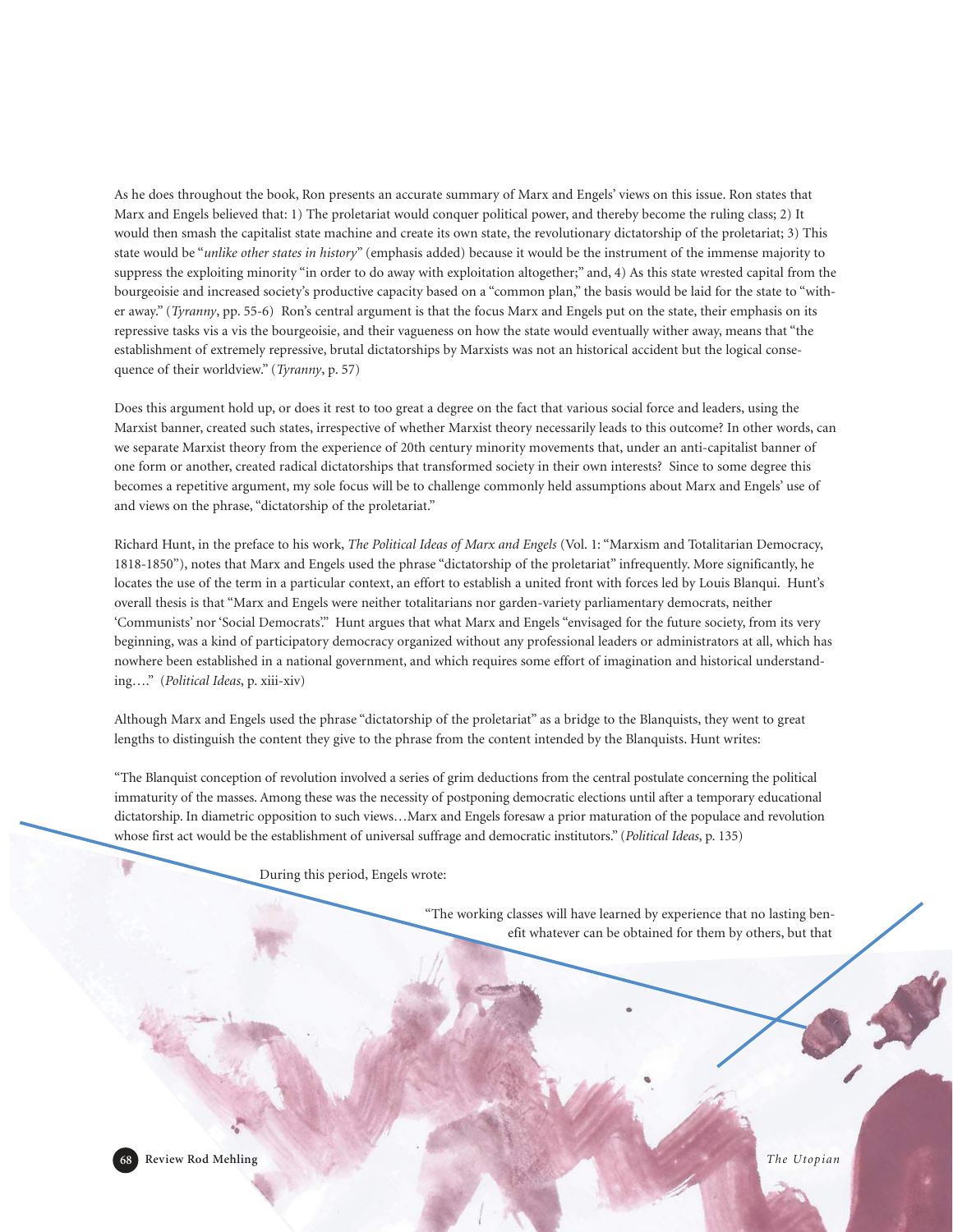As he does throughout the book, Ron presents an accurate summary of Marx and Engels' views on this issue. Ron states that Marx and Engels believed that: 1) The proletariat would conquer political power, and thereby become the ruling class; 2) It would then smash the capitalist state machine and create its own state, the revolutionary dictatorship of the proletariat; 3) This state would be "*unlike other states in history*" (emphasis added) because it would be the instrument of the immense majority to suppress the exploiting minority "in order to do away with exploitation altogether;" and, 4) As this state wrested capital from the bourgeoisie and increased society's productive capacity based on a "common plan," the basis would be laid for the state to "wither away." (*Tyranny*, pp. 55-6) Ron's central argument is that the focus Marx and Engels put on the state, their emphasis on its repressive tasks vis a vis the bourgeoisie, and their vagueness on how the state would eventually wither away, means that "the establishment of extremely repressive, brutal dictatorships by Marxists was not an historical accident but the logical consequence of their worldview." (*Tyranny*, p. 57)

Does this argument hold up, or does it rest to too great a degree on the fact that various social force and leaders, using the Marxist banner, created such states, irrespective of whether Marxist theory necessarily leads to this outcome? In other words, can we separate Marxist theory from the experience of 20th century minority movements that, under an anti-capitalist banner of one form or another, created radical dictatorships that transformed society in their own interests? Since to some degree this becomes a repetitive argument, my sole focus will be to challenge commonly held assumptions about Marx and Engels' use of and views on the phrase, "dictatorship of the proletariat."

Richard Hunt, in the preface to his work, *The Political Ideas of Marx and Engels* (Vol. 1: "Marxism and Totalitarian Democracy, 1818-1850"), notes that Marx and Engels used the phrase "dictatorship of the proletariat" infrequently. More significantly, he locates the use of the term in a particular context, an effort to establish a united front with forces led by Louis Blanqui. Hunt's overall thesis is that "Marx and Engels were neither totalitarians nor garden-variety parliamentary democrats, neither 'Communists' nor 'Social Democrats'." Hunt argues that what Marx and Engels "envisaged for the future society, from its very beginning, was a kind of participatory democracy organized without any professional leaders or administrators at all, which has nowhere been established in a national government, and which requires some effort of imagination and historical understanding…." (*Political Ideas*, p. xiii-xiv)

Although Marx and Engels used the phrase "dictatorship of the proletariat" as a bridge to the Blanquists, they went to great lengths to distinguish the content they give to the phrase from the content intended by the Blanquists. Hunt writes:

"The Blanquist conception of revolution involved a series of grim deductions from the central postulate concerning the political immaturity of the masses. Among these was the necessity of postponing democratic elections until after a temporary educational dictatorship. In diametric opposition to such views…Marx and Engels foresaw a prior maturation of the populace and revolution whose first act would be the establishment of universal suffrage and democratic institutors." (*Political Ideas*, p. 135)

During this period, Engels wrote:

"The working classes will have learned by experience that no lasting benefit whatever can be obtained for them by others, but that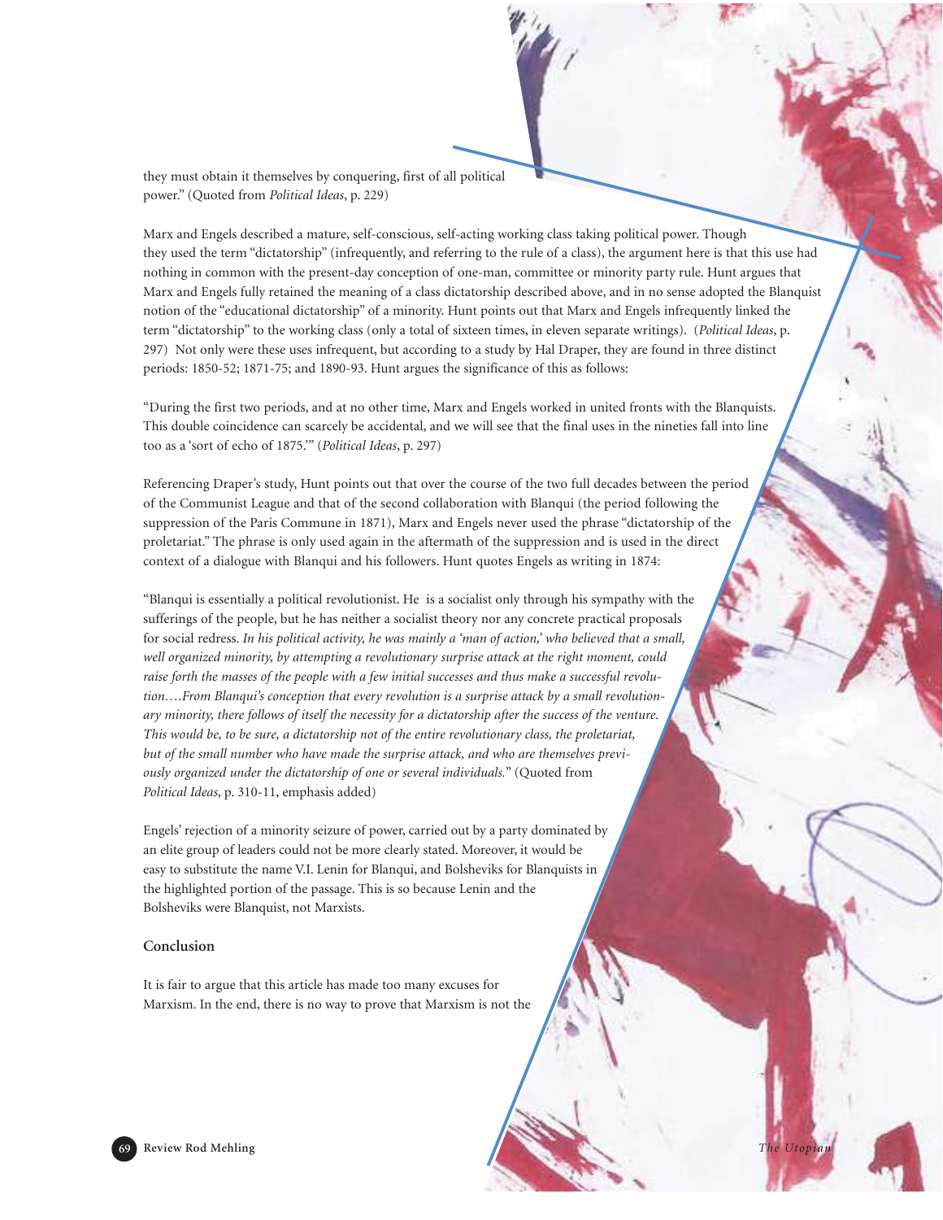they must obtain it themselves by conquering, first of all political power." (Quoted from *Political Ideas*, p. 229)

Marx and Engels described a mature, self-conscious, self-acting working class taking political power. Though they used the term "dictatorship" (infrequently, and referring to the rule of a class), the argument here is that this use had nothing in common with the present-day conception of one-man, committee or minority party rule. Hunt argues that Marx and Engels fully retained the meaning of a class dictatorship described above, and in no sense adopted the Blanquist notion of the "educational dictatorship" of a minority. Hunt points out that Marx and Engels infrequently linked the term "dictatorship" to the working class (only a total of sixteen times, in eleven separate writings). (*Political Ideas*, p. 297) Not only were these uses infrequent, but according to a study by Hal Draper, they are found in three distinct periods: 1850-52; 1871-75; and 1890-93. Hunt argues the significance of this as follows:

"During the first two periods, and at no other time, Marx and Engels worked in united fronts with the Blanquists. This double coincidence can scarcely be accidental, and we will see that the final uses in the nineties fall into line too as a 'sort of echo of 1875.'" (*Political Ideas*, p. 297)

Referencing Draper's study, Hunt points out that over the course of the two full decades between the period of the Communist League and that of the second collaboration with Blanqui (the period following the suppression of the Paris Commune in 1871), Marx and Engels never used the phrase "dictatorship of the proletariat." The phrase is only used again in the aftermath of the suppression and is used in the direct context of a dialogue with Blanqui and his followers. Hunt quotes Engels as writing in 1874:

"Blanqui is essentially a political revolutionist. He is a socialist only through his sympathy with the sufferings of the people, but he has neither a socialist theory nor any concrete practical proposals for social redress. *In his political activity, he was mainly a 'man of action,' who believed that a small, well organized minority, by attempting a revolutionary surprise attack at the right moment, could raise forth the masses of the people with a few initial successes and thus make a successful revolution….From Blanqui's conception that every revolution is a surprise attack by a small revolutionary minority, there follows of itself the necessity for a dictatorship after the success of the venture. This would be, to be sure, a dictatorship not of the entire revolutionary class, the proletariat, but of the small number who have made the surprise attack, and who are themselves previously organized under the dictatorship of one or several individuals.*" (Quoted from *Political Ideas*, p. 310-11, emphasis added)

Engels' rejection of a minority seizure of power, carried out by a party dominated by an elite group of leaders could not be more clearly stated. Moreover, it would be easy to substitute the name V.I. Lenin for Blanqui, and Bolsheviks for Blanquists in the highlighted portion of the passage. This is so because Lenin and the Bolsheviks were Blanquist, not Marxists.

### Conclusion

It is fair to argue that this article has made too many excuses for Marxism. In the end, there is no way to prove that Marxism is not the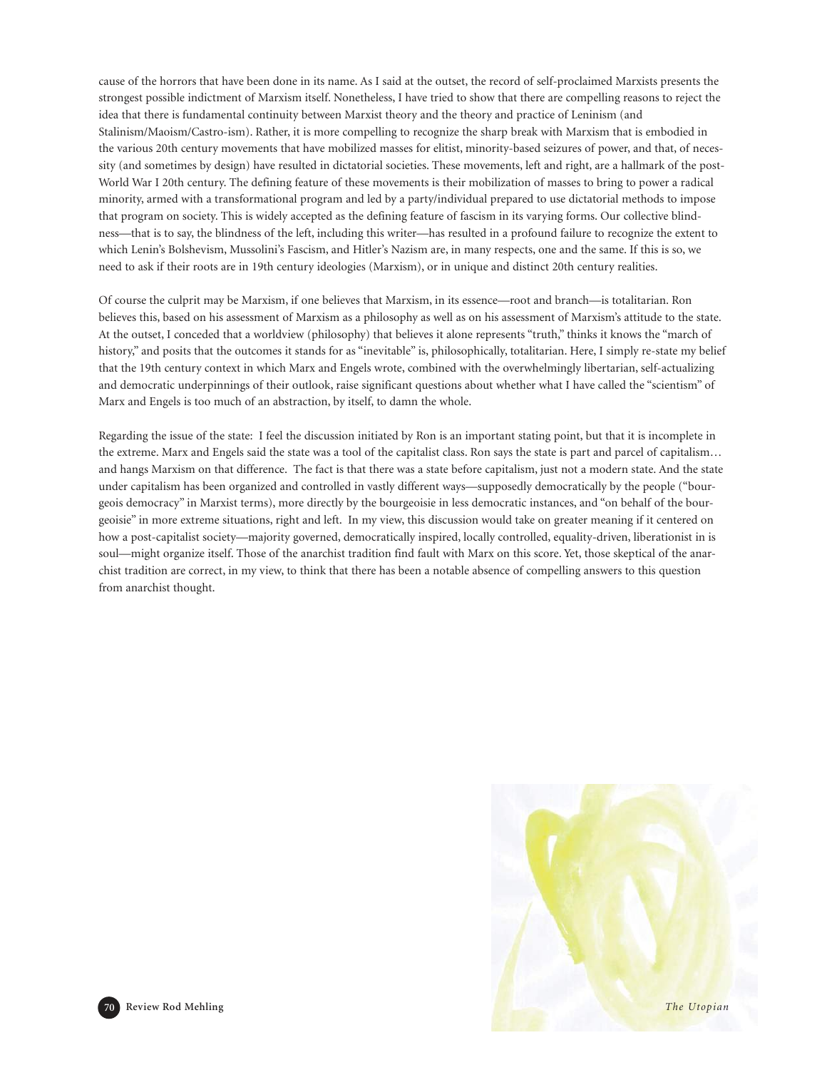cause of the horrors that have been done in its name. As I said at the outset, the record of self-proclaimed Marxists presents the strongest possible indictment of Marxism itself. Nonetheless, I have tried to show that there are compelling reasons to reject the idea that there is fundamental continuity between Marxist theory and the theory and practice of Leninism (and Stalinism/Maoism/Castro-ism). Rather, it is more compelling to recognize the sharp break with Marxism that is embodied in the various 20th century movements that have mobilized masses for elitist, minority-based seizures of power, and that, of necessity (and sometimes by design) have resulted in dictatorial societies. These movements, left and right, are a hallmark of the post-World War I 20th century. The defining feature of these movements is their mobilization of masses to bring to power a radical minority, armed with a transformational program and led by a party/individual prepared to use dictatorial methods to impose that program on society. This is widely accepted as the defining feature of fascism in its varying forms. Our collective blindness—that is to say, the blindness of the left, including this writer—has resulted in a profound failure to recognize the extent to which Lenin's Bolshevism, Mussolini's Fascism, and Hitler's Nazism are, in many respects, one and the same. If this is so, we need to ask if their roots are in 19th century ideologies (Marxism), or in unique and distinct 20th century realities.

Of course the culprit may be Marxism, if one believes that Marxism, in its essence—root and branch—is totalitarian. Ron believes this, based on his assessment of Marxism as a philosophy as well as on his assessment of Marxism's attitude to the state. At the outset, I conceded that a worldview (philosophy) that believes it alone represents "truth," thinks it knows the "march of history," and posits that the outcomes it stands for as "inevitable" is, philosophically, totalitarian. Here, I simply re-state my belief that the 19th century context in which Marx and Engels wrote, combined with the overwhelmingly libertarian, self-actualizing and democratic underpinnings of their outlook, raise significant questions about whether what I have called the "scientism" of Marx and Engels is too much of an abstraction, by itself, to damn the whole.

Regarding the issue of the state: I feel the discussion initiated by Ron is an important stating point, but that it is incomplete in the extreme. Marx and Engels said the state was a tool of the capitalist class. Ron says the state is part and parcel of capitalism… and hangs Marxism on that difference. The fact is that there was a state before capitalism, just not a modern state. And the state under capitalism has been organized and controlled in vastly different ways—supposedly democratically by the people ("bourgeois democracy" in Marxist terms), more directly by the bourgeoisie in less democratic instances, and "on behalf of the bourgeoisie" in more extreme situations, right and left. In my view, this discussion would take on greater meaning if it centered on how a post-capitalist society—majority governed, democratically inspired, locally controlled, equality-driven, liberationist in is soul—might organize itself. Those of the anarchist tradition find fault with Marx on this score. Yet, those skeptical of the anarchist tradition are correct, in my view, to think that there has been a notable absence of compelling answers to this question from anarchist thought.